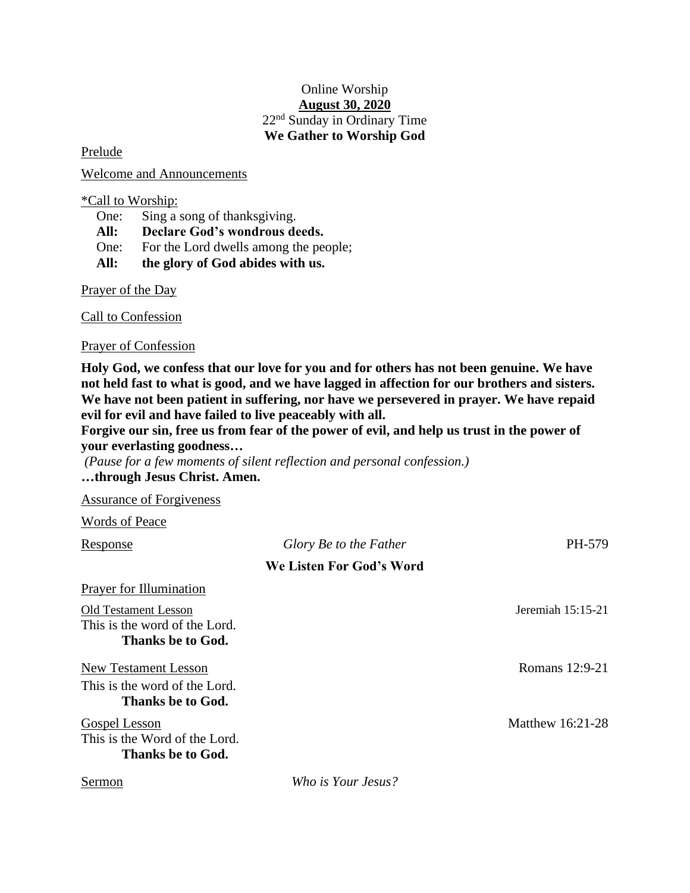Online Worship

**August 30, 2020**

22nd Sunday in Ordinary Time

**We Gather to Worship God**

Prelude

Welcome and Announcements

*Call to Worship:

One: Sing a song of thanksgiving.
**All: Declare God's wondrous deeds.**
One: For the Lord dwells among the people;
**All: the glory of God abides with us.**

Prayer of the Day

Call to Confession

Prayer of Confession

**Holy God, we confess that our love for you and for others has not been genuine. We have not held fast to what is good, and we have lagged in affection for our brothers and sisters. We have not been patient in suffering, nor have we persevered in prayer. We have repaid evil for evil and have failed to live peaceably with all.**
**Forgive our sin, free us from fear of the power of evil, and help us trust in the power of your everlasting goodness…**
*(Pause for a few moments of silent reflection and personal confession.)*
**…through Jesus Christ. Amen.**

Assurance of Forgiveness

Words of Peace

Response *Glory Be to the Father* PH-579

**We Listen For God's Word**

Prayer for Illumination

Old Testament Lesson Jeremiah 15:15-21
This is the word of the Lord.
**Thanks be to God.**

New Testament Lesson Romans 12:9-21
This is the word of the Lord.
**Thanks be to God.**

Gospel Lesson Matthew 16:21-28
This is the Word of the Lord.
**Thanks be to God.**

Sermon *Who is Your Jesus?*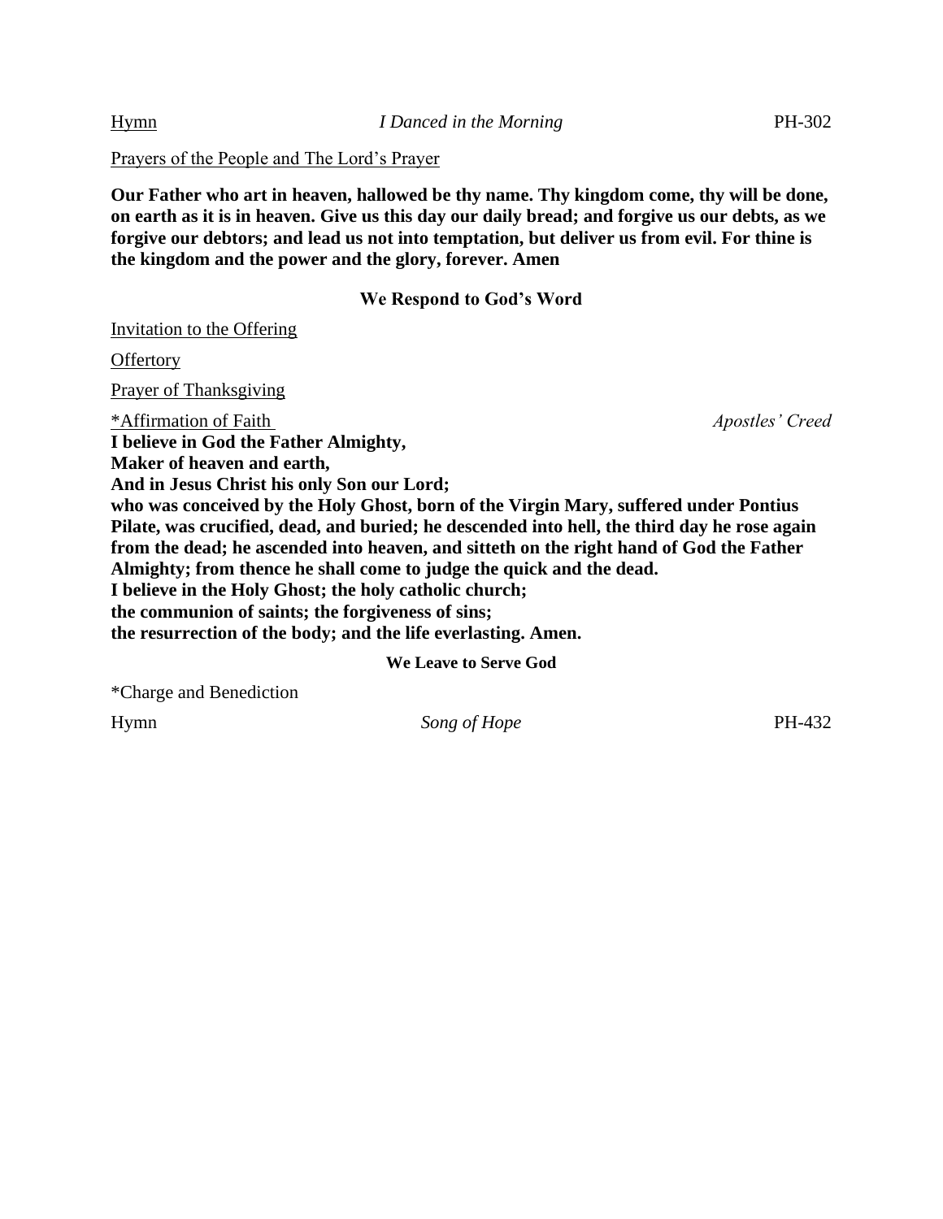Hymn *I Danced in the Morning* PH-302

Prayers of the People and The Lord's Prayer

**Our Father who art in heaven, hallowed be thy name. Thy kingdom come, thy will be done, on earth as it is in heaven. Give us this day our daily bread; and forgive us our debts, as we forgive our debtors; and lead us not into temptation, but deliver us from evil. For thine is the kingdom and the power and the glory, forever. Amen**

### We Respond to God's Word

Invitation to the Offering

Offertory

Prayer of Thanksgiving

*Affirmation of Faith *Apostles' Creed*

**I believe in God the Father Almighty,**
**Maker of heaven and earth,**
**And in Jesus Christ his only Son our Lord;**
**who was conceived by the Holy Ghost, born of the Virgin Mary, suffered under Pontius Pilate, was crucified, dead, and buried; he descended into hell, the third day he rose again from the dead; he ascended into heaven, and sitteth on the right hand of God the Father Almighty; from thence he shall come to judge the quick and the dead.**
**I believe in the Holy Ghost; the holy catholic church;**
**the communion of saints; the forgiveness of sins;**
**the resurrection of the body; and the life everlasting. Amen.**

### We Leave to Serve God

*Charge and Benediction

Hymn *Song of Hope* PH-432